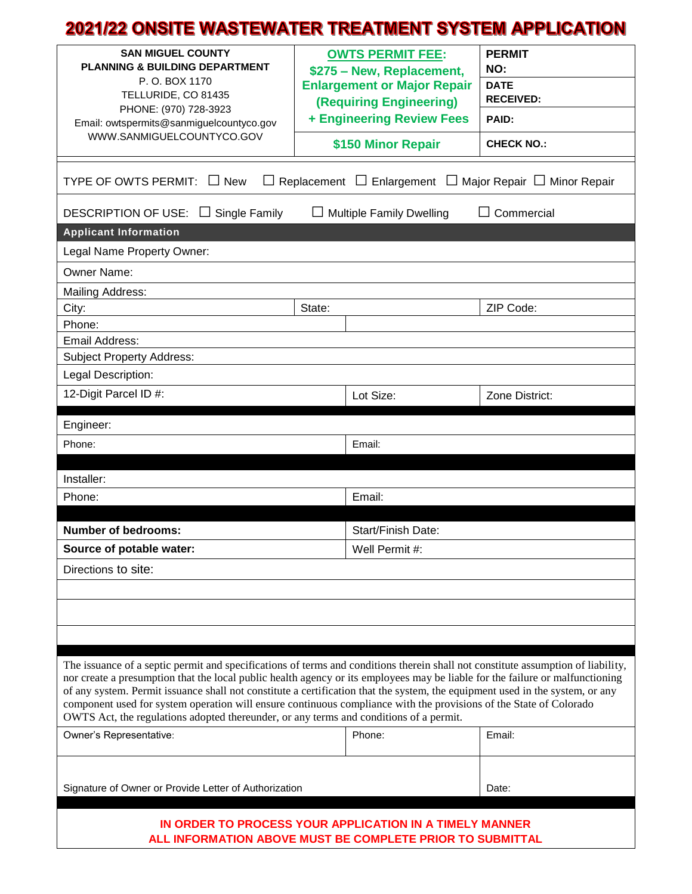# 2021/22 ONSITE WASTEWATER TREATMENT SYSTEM APPLICATION

| SAN MIGUEL COUNTY<br>PLANNING & BUILDING DEPARTMENT<br>P. O. BOX 1170<br>TELLURIDE, CO 81435<br>PHONE: (970) 728-3923<br>Email: owtspermits@sanmiguelcountyco.gov<br>WWW.SANMIGUELCOUNTYCO.GOV | **OWTS PERMIT FEE:**<br>**$275 – New, Replacement, Enlargement or Major Repair (Requiring Engineering)**<br>**+ Engineering Review Fees** | **PERMIT NO:**<br>**DATE RECEIVED:**<br>**PAID:** |
|---|---|---|
| | **$150 Minor Repair** | **CHECK NO.:** |

TYPE OF OWTS PERMIT: ☐ New ☐ Replacement ☐ Enlargement ☐ Major Repair ☐ Minor Repair

DESCRIPTION OF USE: ☐ Single Family ☐ Multiple Family Dwelling ☐ Commercial

## Applicant Information

| | | |
|---|---|---|
| Legal Name Property Owner: | | |
| Owner Name: | | |
| Mailing Address: | | |
| City: | State: | ZIP Code: |
| Phone: | | |
| Email Address: | | |
| Subject Property Address: | | |
| Legal Description: | | |
| 12-Digit Parcel ID #: | Lot Size: | Zone District: |

| | |
|---|---|
| Engineer: | |
| Phone: | Email: |

| | |
|---|---|
| Installer: | |
| Phone: | Email: |

| | |
|---|---|
| **Number of bedrooms:** | Start/Finish Date: |
| **Source of potable water:** | Well Permit #: |
| Directions to site: | |

The issuance of a septic permit and specifications of terms and conditions therein shall not constitute assumption of liability, nor create a presumption that the local public health agency or its employees may be liable for the failure or malfunctioning of any system. Permit issuance shall not constitute a certification that the system, the equipment used in the system, or any component used for system operation will ensure continuous compliance with the provisions of the State of Colorado OWTS Act, the regulations adopted thereunder, or any terms and conditions of a permit.

| | | |
|---|---|---|
| Owner's Representative: | Phone: | Email: |
| Signature of Owner or Provide Letter of Authorization | | Date: |

**IN ORDER TO PROCESS YOUR APPLICATION IN A TIMELY MANNER**
**ALL INFORMATION ABOVE MUST BE COMPLETE PRIOR TO SUBMITTAL**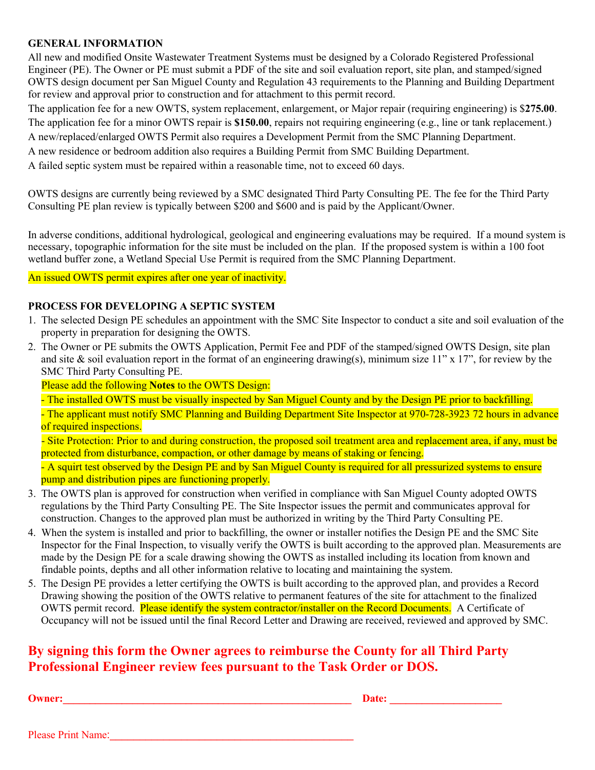### GENERAL INFORMATION

All new and modified Onsite Wastewater Treatment Systems must be designed by a Colorado Registered Professional Engineer (PE). The Owner or PE must submit a PDF of the site and soil evaluation report, site plan, and stamped/signed OWTS design document per San Miguel County and Regulation 43 requirements to the Planning and Building Department for review and approval prior to construction and for attachment to this permit record.

The application fee for a new OWTS, system replacement, enlargement, or Major repair (requiring engineering) is $**275.00**.

The application fee for a minor OWTS repair is **$150.00**, repairs not requiring engineering (e.g., line or tank replacement.)

A new/replaced/enlarged OWTS Permit also requires a Development Permit from the SMC Planning Department.

A new residence or bedroom addition also requires a Building Permit from SMC Building Department.

A failed septic system must be repaired within a reasonable time, not to exceed 60 days.

OWTS designs are currently being reviewed by a SMC designated Third Party Consulting PE. The fee for the Third Party Consulting PE plan review is typically between $200 and $600 and is paid by the Applicant/Owner.

In adverse conditions, additional hydrological, geological and engineering evaluations may be required. If a mound system is necessary, topographic information for the site must be included on the plan. If the proposed system is within a 100 foot wetland buffer zone, a Wetland Special Use Permit is required from the SMC Planning Department.

An issued OWTS permit expires after one year of inactivity.

### PROCESS FOR DEVELOPING A SEPTIC SYSTEM

1. The selected Design PE schedules an appointment with the SMC Site Inspector to conduct a site and soil evaluation of the property in preparation for designing the OWTS.
2. The Owner or PE submits the OWTS Application, Permit Fee and PDF of the stamped/signed OWTS Design, site plan and site & soil evaluation report in the format of an engineering drawing(s), minimum size 11" x 17", for review by the SMC Third Party Consulting PE.

   Please add the following **Notes** to the OWTS Design:

   - The installed OWTS must be visually inspected by San Miguel County and by the Design PE prior to backfilling.
   - The applicant must notify SMC Planning and Building Department Site Inspector at 970-728-3923 72 hours in advance of required inspections.
   - Site Protection: Prior to and during construction, the proposed soil treatment area and replacement area, if any, must be protected from disturbance, compaction, or other damage by means of staking or fencing.
   - A squirt test observed by the Design PE and by San Miguel County is required for all pressurized systems to ensure pump and distribution pipes are functioning properly.
3. The OWTS plan is approved for construction when verified in compliance with San Miguel County adopted OWTS regulations by the Third Party Consulting PE. The Site Inspector issues the permit and communicates approval for construction. Changes to the approved plan must be authorized in writing by the Third Party Consulting PE.
4. When the system is installed and prior to backfilling, the owner or installer notifies the Design PE and the SMC Site Inspector for the Final Inspection, to visually verify the OWTS is built according to the approved plan. Measurements are made by the Design PE for a scale drawing showing the OWTS as installed including its location from known and findable points, depths and all other information relative to locating and maintaining the system.
5. The Design PE provides a letter certifying the OWTS is built according to the approved plan, and provides a Record Drawing showing the position of the OWTS relative to permanent features of the site for attachment to the finalized OWTS permit record. Please identify the system contractor/installer on the Record Documents. A Certificate of Occupancy will not be issued until the final Record Letter and Drawing are received, reviewed and approved by SMC.

**By signing this form the Owner agrees to reimburse the County for all Third Party Professional Engineer review fees pursuant to the Task Order or DOS.**

**Owner:**\_\_\_\_\_\_\_\_\_\_\_\_\_\_\_\_\_\_\_\_\_\_\_\_\_\_\_\_\_\_\_\_\_\_\_\_\_\_\_\_\_\_ **Date:** \_\_\_\_\_\_\_\_\_\_\_\_\_\_\_\_\_\_\_\_

Please Print Name:\_\_\_\_\_\_\_\_\_\_\_\_\_\_\_\_\_\_\_\_\_\_\_\_\_\_\_\_\_\_\_\_\_\_\_\_\_\_